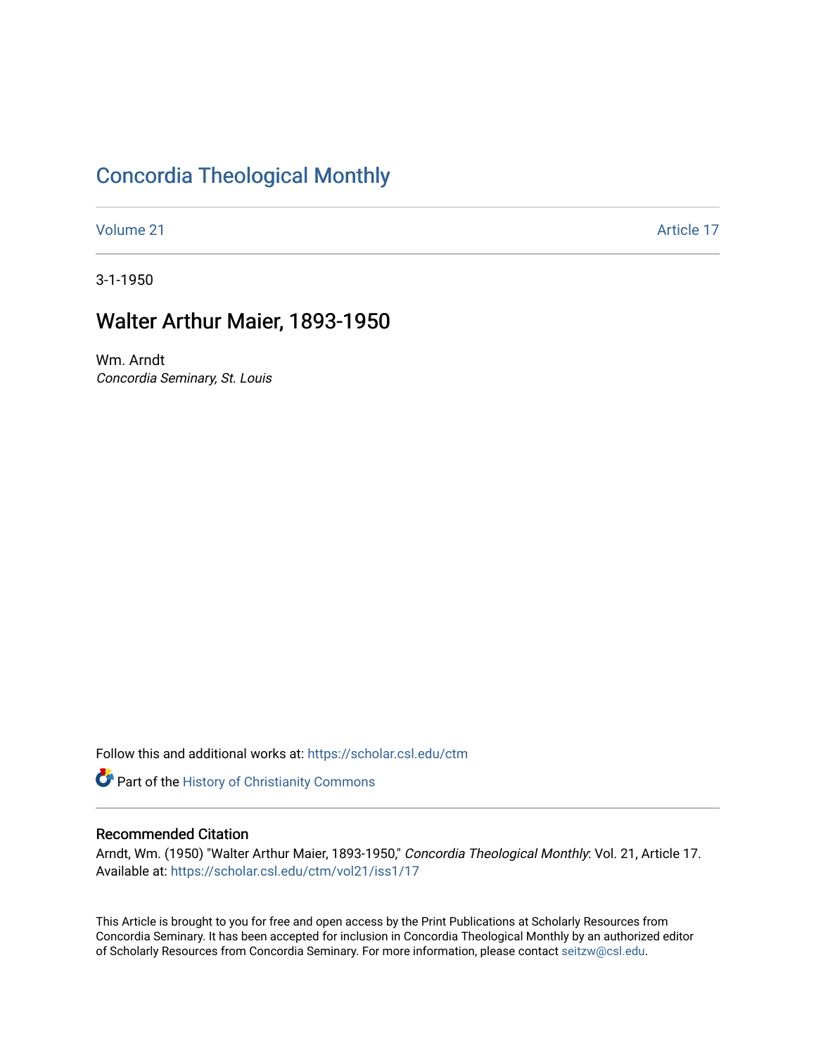# Concordia Theological Monthly

Volume 21 Article 17

3-1-1950

## Walter Arthur Maier, 1893-1950

Wm. Arndt
*Concordia Seminary, St. Louis*

Follow this and additional works at: https://scholar.csl.edu/ctm

Part of the History of Christianity Commons

### Recommended Citation

Arndt, Wm. (1950) "Walter Arthur Maier, 1893-1950," *Concordia Theological Monthly*: Vol. 21, Article 17. Available at: https://scholar.csl.edu/ctm/vol21/iss1/17

This Article is brought to you for free and open access by the Print Publications at Scholarly Resources from Concordia Seminary. It has been accepted for inclusion in Concordia Theological Monthly by an authorized editor of Scholarly Resources from Concordia Seminary. For more information, please contact seitzw@csl.edu.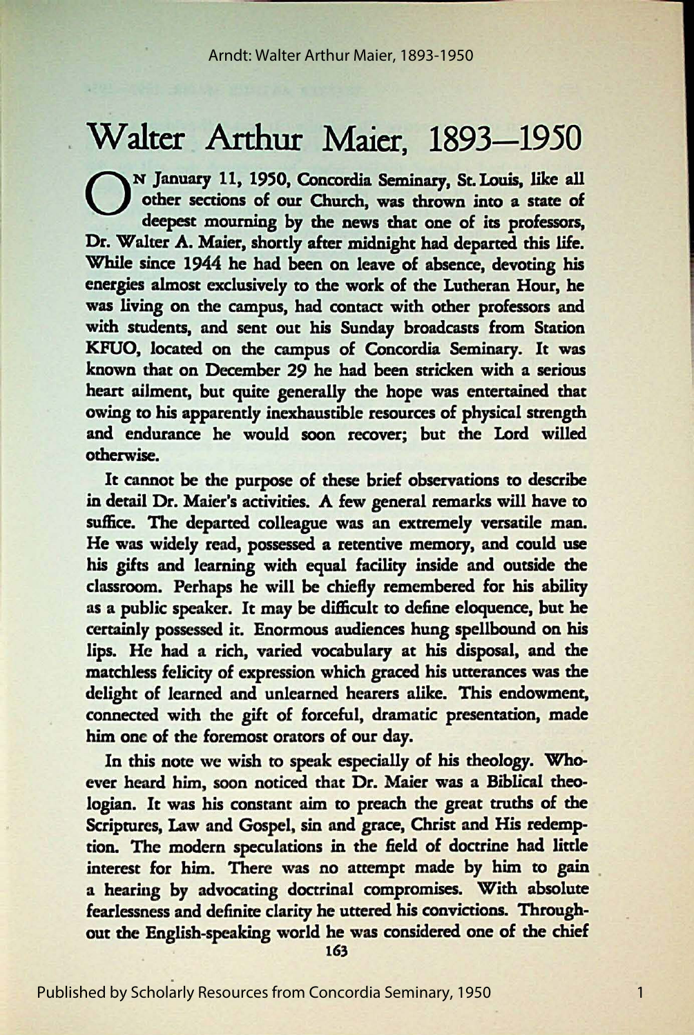# Walter Arthur Maier, 1893—1950

On January 11, 1950, Concordia Seminary, St. Louis, like all other sections of our Church, was thrown into a state of deepest mourning by the news that one of its professors, Dr. Walter A. Maier, shortly after midnight had departed this life. While since 1944 he had been on leave of absence, devoting his energies almost exclusively to the work of the Lutheran Hour, he was living on the campus, had contact with other professors and with students, and sent out his Sunday broadcasts from Station KFUO, located on the campus of Concordia Seminary. It was known that on December 29 he had been stricken with a serious heart ailment, but quite generally the hope was entertained that owing to his apparently inexhaustible resources of physical strength and endurance he would soon recover; but the Lord willed otherwise.

It cannot be the purpose of these brief observations to describe in detail Dr. Maier's activities. A few general remarks will have to suffice. The departed colleague was an extremely versatile man. He was widely read, possessed a retentive memory, and could use his gifts and learning with equal facility inside and outside the classroom. Perhaps he will be chiefly remembered for his ability as a public speaker. It may be difficult to define eloquence, but he certainly possessed it. Enormous audiences hung spellbound on his lips. He had a rich, varied vocabulary at his disposal, and the matchless felicity of expression which graced his utterances was the delight of learned and unlearned hearers alike. This endowment, connected with the gift of forceful, dramatic presentation, made him one of the foremost orators of our day.

In this note we wish to speak especially of his theology. Whoever heard him, soon noticed that Dr. Maier was a Biblical theologian. It was his constant aim to preach the great truths of the Scriptures, Law and Gospel, sin and grace, Christ and His redemption. The modern speculations in the field of doctrine had little interest for him. There was no attempt made by him to gain a hearing by advocating doctrinal compromises. With absolute fearlessness and definite clarity he uttered his convictions. Throughout the English-speaking world he was considered one of the chief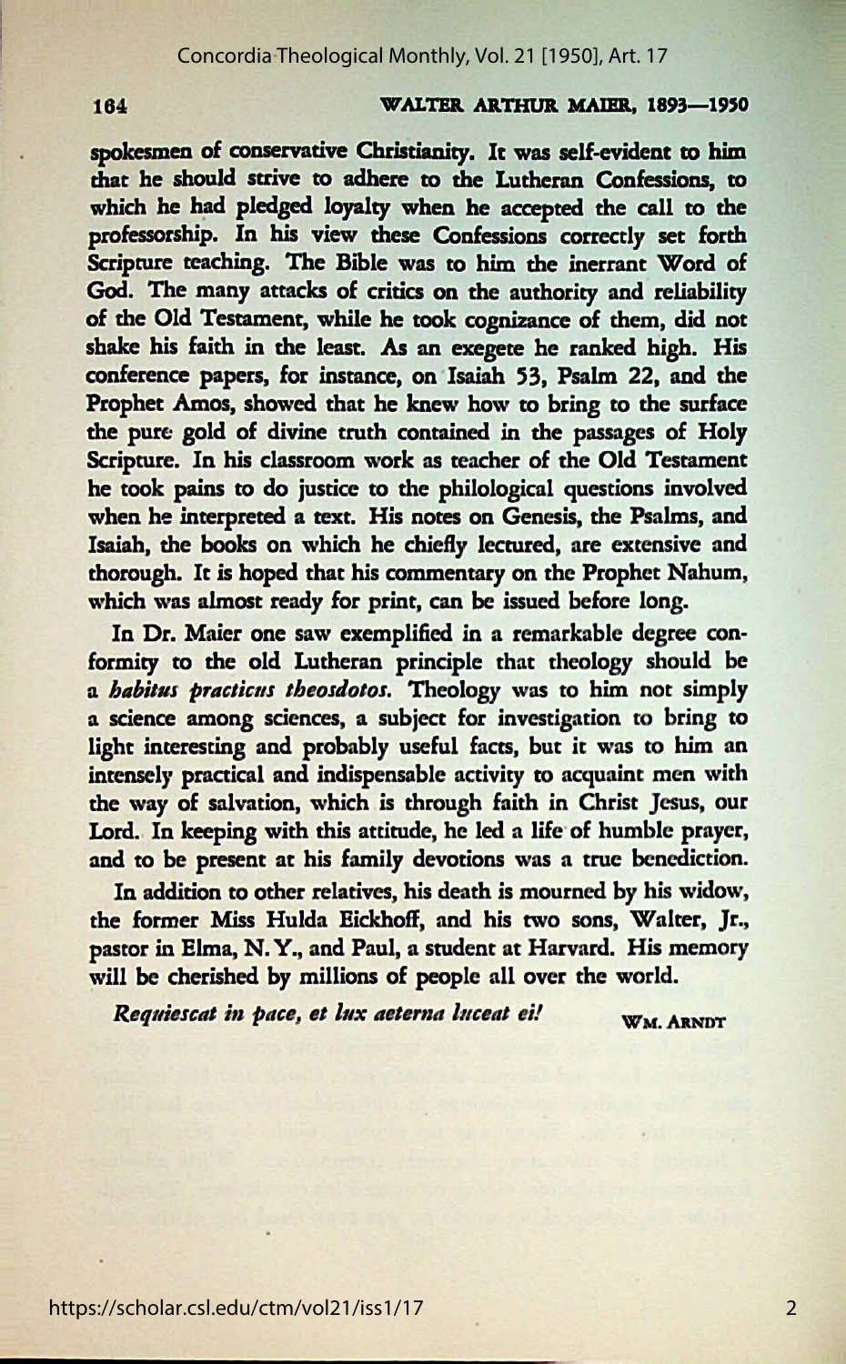spokesmen of conservative Christianity. It was self-evident to him that he should strive to adhere to the Lutheran Confessions, to which he had pledged loyalty when he accepted the call to the professorship. In his view these Confessions correctly set forth Scripture teaching. The Bible was to him the inerrant Word of God. The many attacks of critics on the authority and reliability of the Old Testament, while he took cognizance of them, did not shake his faith in the least. As an exegete he ranked high. His conference papers, for instance, on Isaiah 53, Psalm 22, and the Prophet Amos, showed that he knew how to bring to the surface the pure gold of divine truth contained in the passages of Holy Scripture. In his classroom work as teacher of the Old Testament he took pains to do justice to the philological questions involved when he interpreted a text. His notes on Genesis, the Psalms, and Isaiah, the books on which he chiefly lectured, are extensive and thorough. It is hoped that his commentary on the Prophet Nahum, which was almost ready for print, can be issued before long.

In Dr. Maier one saw exemplified in a remarkable degree conformity to the old Lutheran principle that theology should be a *habitus practicus theosdotos.* Theology was to him not simply a science among sciences, a subject for investigation to bring to light interesting and probably useful facts, but it was to him an intensely practical and indispensable activity to acquaint men with the way of salvation, which is through faith in Christ Jesus, our Lord. In keeping with this attitude, he led a life of humble prayer, and to be present at his family devotions was a true benediction.

In addition to other relatives, his death is mourned by his widow, the former Miss Hulda Eickhoff, and his two sons, Walter, Jr., pastor in Elma, N. Y., and Paul, a student at Harvard. His memory will be cherished by millions of people all over the world.

*Requiescat in pace, et lux aeterna luceat ei!* WM. ARNDT